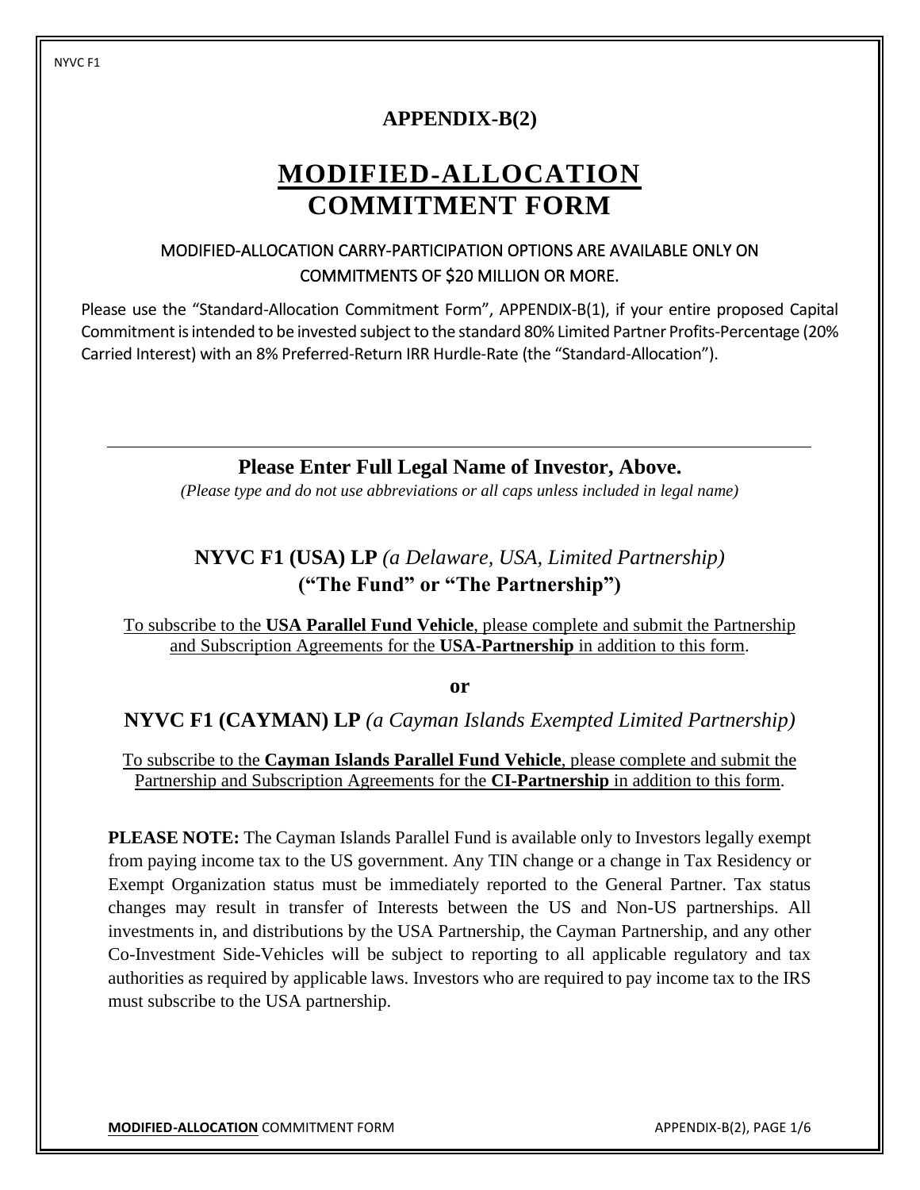# APPENDIX-B(2)

# MODIFIED-ALLOCATION COMMITMENT FORM

### MODIFIED-ALLOCATION CARRY-PARTICIPATION OPTIONS ARE AVAILABLE ONLY ON COMMITMENTS OF $20 MILLION OR MORE.

Please use the "Standard-Allocation Commitment Form", APPENDIX-B(1), if your entire proposed Capital Commitment is intended to be invested subject to the standard 80% Limited Partner Profits-Percentage (20% Carried Interest) with an 8% Preferred-Return IRR Hurdle-Rate (the "Standard-Allocation").

---

**Please Enter Full Legal Name of Investor, Above.**

*(Please type and do not use abbreviations or all caps unless included in legal name)*

**NYVC F1 (USA) LP** *(a Delaware, USA, Limited Partnership)*
**("The Fund" or "The Partnership")**

To subscribe to the **USA Parallel Fund Vehicle**, please complete and submit the Partnership and Subscription Agreements for the **USA-Partnership** in addition to this form.

**or**

**NYVC F1 (CAYMAN) LP** *(a Cayman Islands Exempted Limited Partnership)*

To subscribe to the **Cayman Islands Parallel Fund Vehicle**, please complete and submit the Partnership and Subscription Agreements for the **CI-Partnership** in addition to this form.

**PLEASE NOTE:** The Cayman Islands Parallel Fund is available only to Investors legally exempt from paying income tax to the US government. Any TIN change or a change in Tax Residency or Exempt Organization status must be immediately reported to the General Partner. Tax status changes may result in transfer of Interests between the US and Non-US partnerships. All investments in, and distributions by the USA Partnership, the Cayman Partnership, and any other Co-Investment Side-Vehicles will be subject to reporting to all applicable regulatory and tax authorities as required by applicable laws. Investors who are required to pay income tax to the IRS must subscribe to the USA partnership.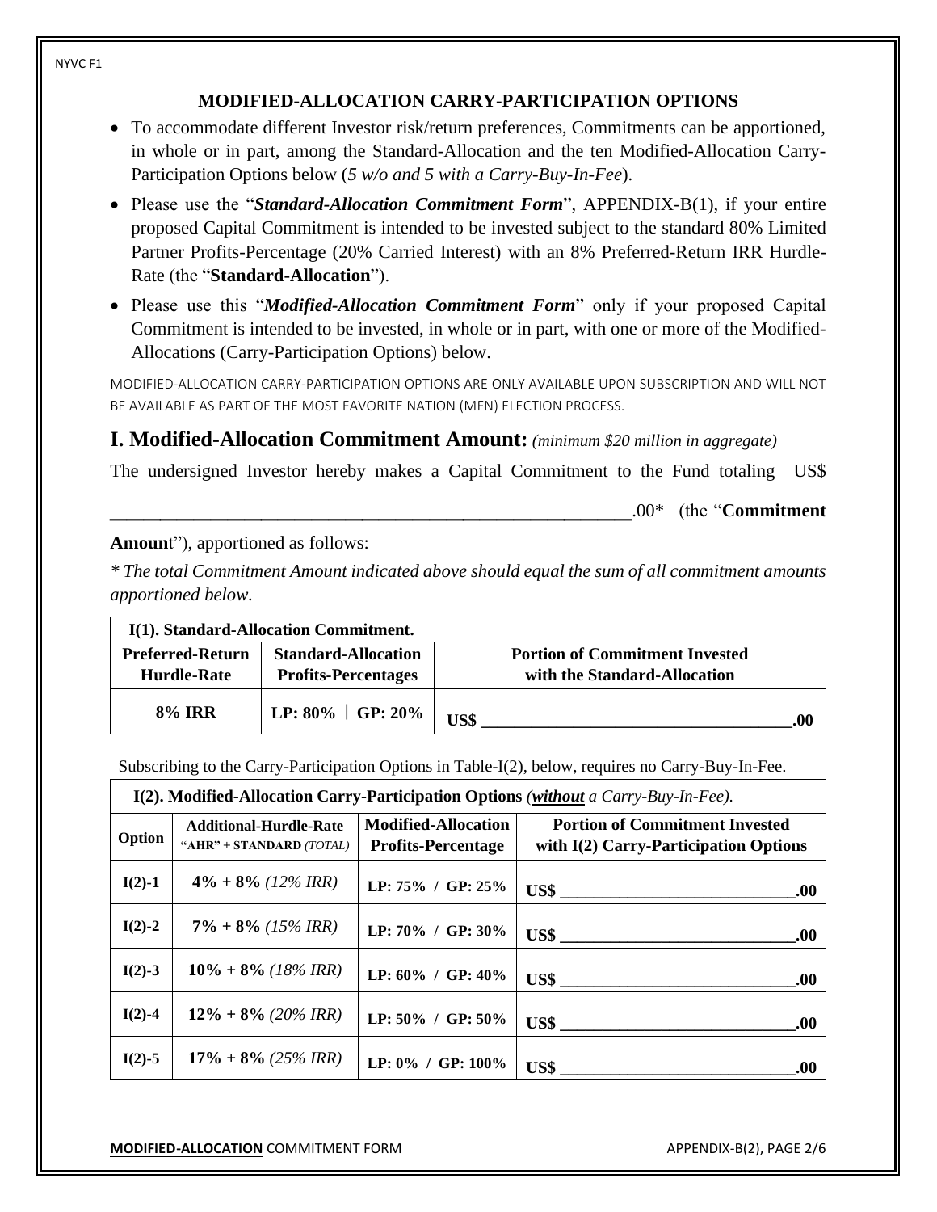## MODIFIED-ALLOCATION CARRY-PARTICIPATION OPTIONS

- To accommodate different Investor risk/return preferences, Commitments can be apportioned, in whole or in part, among the Standard-Allocation and the ten Modified-Allocation Carry-Participation Options below (*5 w/o and 5 with a Carry-Buy-In-Fee*).
- Please use the "***Standard-Allocation Commitment Form***", APPENDIX-B(1), if your entire proposed Capital Commitment is intended to be invested subject to the standard 80% Limited Partner Profits-Percentage (20% Carried Interest) with an 8% Preferred-Return IRR Hurdle-Rate (the "**Standard-Allocation**").
- Please use this "***Modified-Allocation Commitment Form***" only if your proposed Capital Commitment is intended to be invested, in whole or in part, with one or more of the Modified-Allocations (Carry-Participation Options) below.

MODIFIED-ALLOCATION CARRY-PARTICIPATION OPTIONS ARE ONLY AVAILABLE UPON SUBSCRIPTION AND WILL NOT BE AVAILABLE AS PART OF THE MOST FAVORITE NATION (MFN) ELECTION PROCESS.

## I. Modified-Allocation Commitment Amount: *(minimum $20 million in aggregate)*

The undersigned Investor hereby makes a Capital Commitment to the Fund totaling US$ ______________________________________________.00* (the "**Commitment Amount**"), apportioned as follows:

*\* The total Commitment Amount indicated above should equal the sum of all commitment amounts apportioned below.*

| **I(1). Standard-Allocation Commitment.** | | |
|---|---|---|
| **Preferred-Return Hurdle-Rate** | **Standard-Allocation Profits-Percentages** | **Portion of Commitment Invested with the Standard-Allocation** |
| **8% IRR** | **LP: 80% \| GP: 20%** | **US$ ______________________________.00** |

Subscribing to the Carry-Participation Options in Table-I(2), below, requires no Carry-Buy-In-Fee.

| **I(2). Modified-Allocation Carry-Participation Options** *(**without** a Carry-Buy-In-Fee).* | | | |
|---|---|---|---|
| **Option** | **Additional-Hurdle-Rate "AHR" + STANDARD** *(TOTAL)* | **Modified-Allocation Profits-Percentage** | **Portion of Commitment Invested with I(2) Carry-Participation Options** |
| **I(2)-1** | **4% + 8%** *(12% IRR)* | **LP: 75% / GP: 25%** | **US$ ________________________.00** |
| **I(2)-2** | **7% + 8%** *(15% IRR)* | **LP: 70% / GP: 30%** | **US$ ________________________.00** |
| **I(2)-3** | **10% + 8%** *(18% IRR)* | **LP: 60% / GP: 40%** | **US$ ________________________.00** |
| **I(2)-4** | **12% + 8%** *(20% IRR)* | **LP: 50% / GP: 50%** | **US$ ________________________.00** |
| **I(2)-5** | **17% + 8%** *(25% IRR)* | **LP: 0% / GP: 100%** | **US$ ________________________.00** |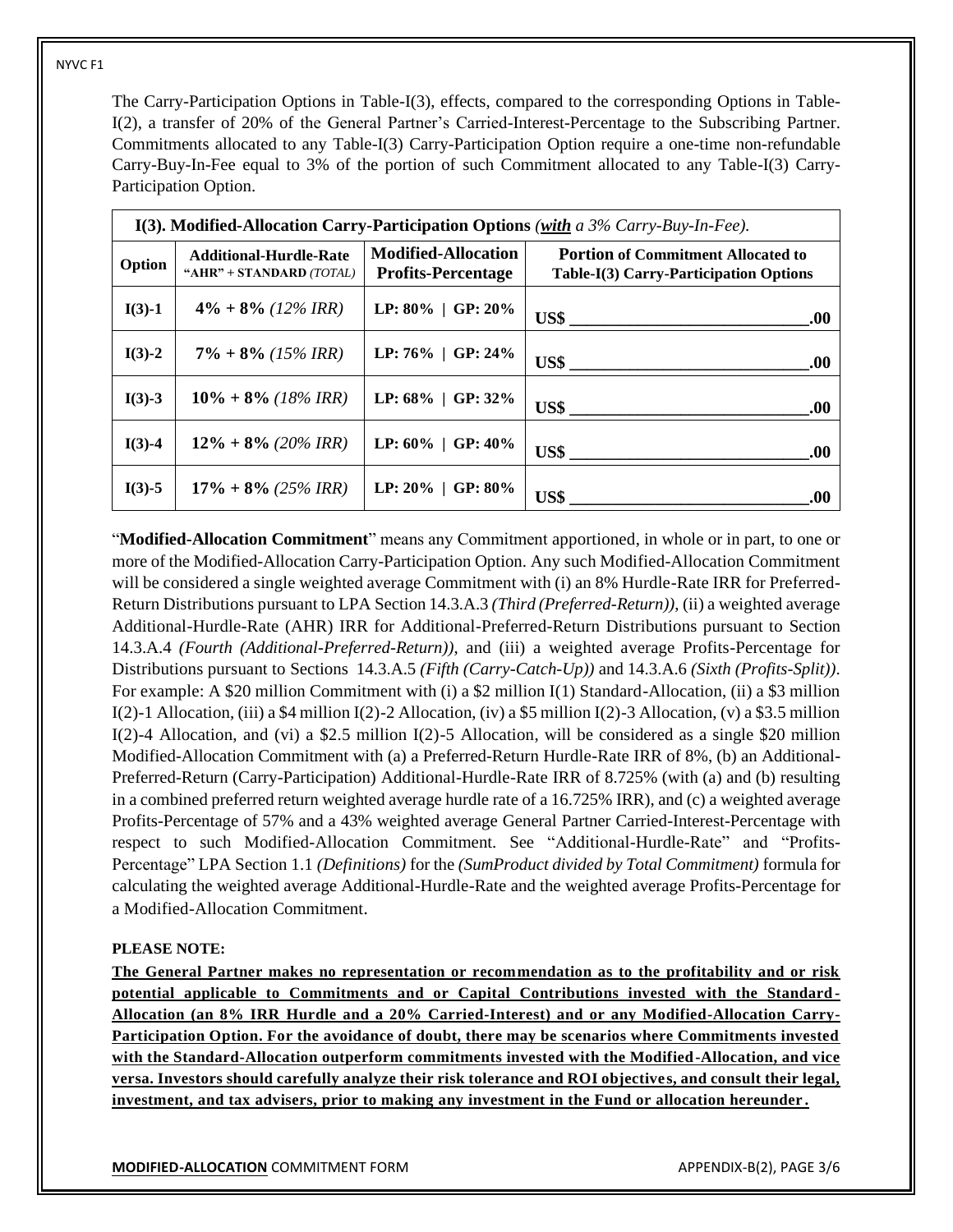The Carry-Participation Options in Table-I(3), effects, compared to the corresponding Options in Table-I(2), a transfer of 20% of the General Partner's Carried-Interest-Percentage to the Subscribing Partner. Commitments allocated to any Table-I(3) Carry-Participation Option require a one-time non-refundable Carry-Buy-In-Fee equal to 3% of the portion of such Commitment allocated to any Table-I(3) Carry-Participation Option.

| **I(3). Modified-Allocation Carry-Participation Options** *(**with** a 3% Carry-Buy-In-Fee).* | | | |
|---|---|---|---|
| **Option** | **Additional-Hurdle-Rate "AHR" + STANDARD** *(TOTAL)* | **Modified-Allocation Profits-Percentage** | **Portion of Commitment Allocated to Table-I(3) Carry-Participation Options** |
| **I(3)-1** | **4% + 8%** *(12% IRR)* | **LP: 80% \| GP: 20%** | **US$ ____________________.00** |
| **I(3)-2** | **7% + 8%** *(15% IRR)* | **LP: 76% \| GP: 24%** | **US$ ____________________.00** |
| **I(3)-3** | **10% + 8%** *(18% IRR)* | **LP: 68% \| GP: 32%** | **US$ ____________________.00** |
| **I(3)-4** | **12% + 8%** *(20% IRR)* | **LP: 60% \| GP: 40%** | **US$ ____________________.00** |
| **I(3)-5** | **17% + 8%** *(25% IRR)* | **LP: 20% \| GP: 80%** | **US$ ____________________.00** |

"**Modified-Allocation Commitment**" means any Commitment apportioned, in whole or in part, to one or more of the Modified-Allocation Carry-Participation Option. Any such Modified-Allocation Commitment will be considered a single weighted average Commitment with (i) an 8% Hurdle-Rate IRR for Preferred-Return Distributions pursuant to LPA Section 14.3.A.3 *(Third (Preferred-Return))*, (ii) a weighted average Additional-Hurdle-Rate (AHR) IRR for Additional-Preferred-Return Distributions pursuant to Section 14.3.A.4 *(Fourth (Additional-Preferred-Return))*, and (iii) a weighted average Profits-Percentage for Distributions pursuant to Sections 14.3.A.5 *(Fifth (Carry-Catch-Up))* and 14.3.A.6 *(Sixth (Profits-Split))*. For example: A \$20 million Commitment with (i) a \$2 million I(1) Standard-Allocation, (ii) a \$3 million I(2)-1 Allocation, (iii) a \$4 million I(2)-2 Allocation, (iv) a \$5 million I(2)-3 Allocation, (v) a \$3.5 million I(2)-4 Allocation, and (vi) a \$2.5 million I(2)-5 Allocation, will be considered as a single \$20 million Modified-Allocation Commitment with (a) a Preferred-Return Hurdle-Rate IRR of 8%, (b) an Additional-Preferred-Return (Carry-Participation) Additional-Hurdle-Rate IRR of 8.725% (with (a) and (b) resulting in a combined preferred return weighted average hurdle rate of a 16.725% IRR), and (c) a weighted average Profits-Percentage of 57% and a 43% weighted average General Partner Carried-Interest-Percentage with respect to such Modified-Allocation Commitment. See "Additional-Hurdle-Rate" and "Profits-Percentage" LPA Section 1.1 *(Definitions)* for the *(SumProduct divided by Total Commitment)* formula for calculating the weighted average Additional-Hurdle-Rate and the weighted average Profits-Percentage for a Modified-Allocation Commitment.

**PLEASE NOTE:**

**<u>The General Partner makes no representation or recommendation as to the profitability and or risk potential applicable to Commitments and or Capital Contributions invested with the Standard-Allocation (an 8% IRR Hurdle and a 20% Carried-Interest) and or any Modified-Allocation Carry-Participation Option. For the avoidance of doubt, there may be scenarios where Commitments invested with the Standard-Allocation outperform commitments invested with the Modified-Allocation, and vice versa. Investors should carefully analyze their risk tolerance and ROI objectives, and consult their legal, investment, and tax advisers, prior to making any investment in the Fund or allocation hereunder.</u>**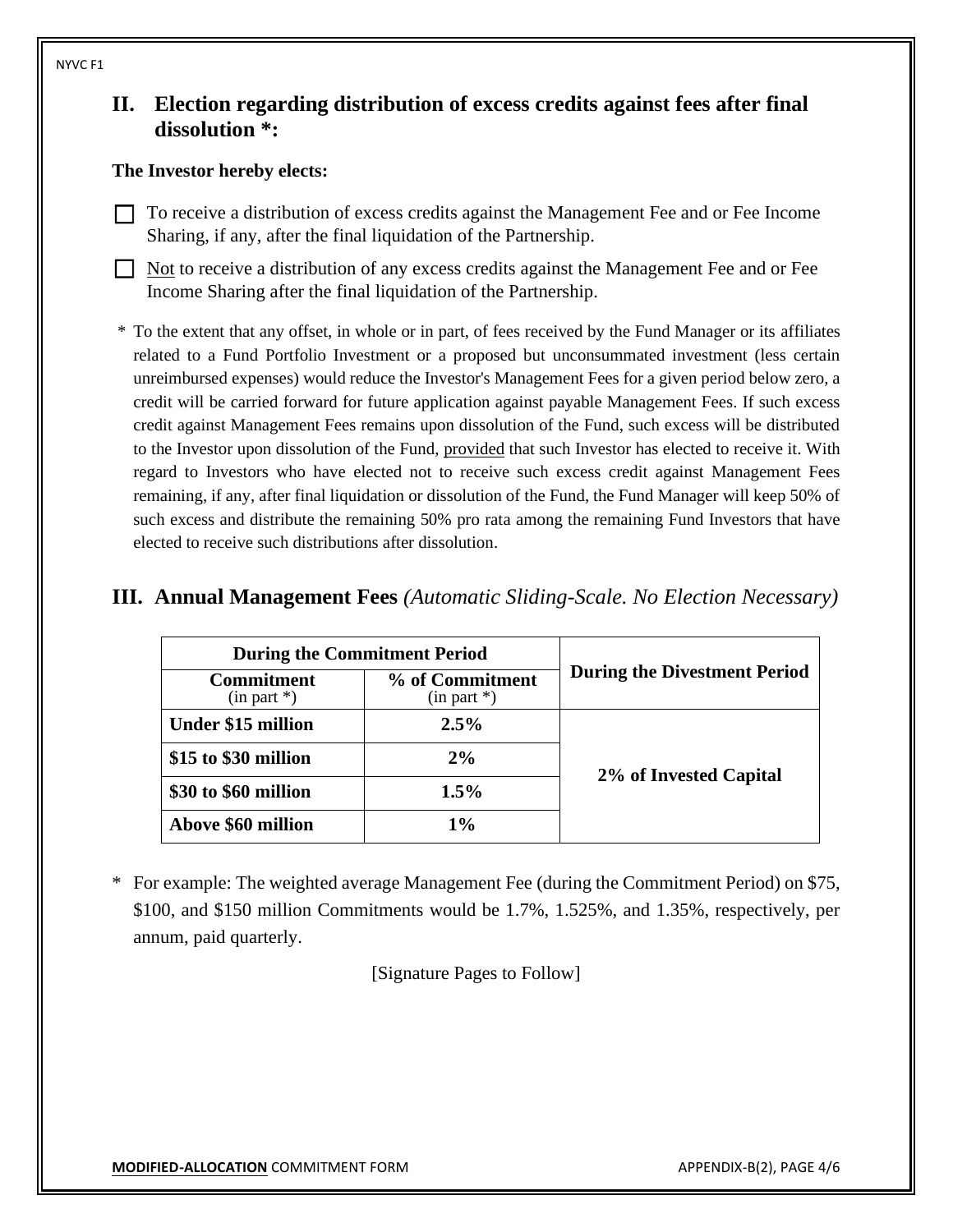## II. Election regarding distribution of excess credits against fees after final dissolution *:

**The Investor hereby elects:**

☐ To receive a distribution of excess credits against the Management Fee and or Fee Income Sharing, if any, after the final liquidation of the Partnership.

☐ Not to receive a distribution of any excess credits against the Management Fee and or Fee Income Sharing after the final liquidation of the Partnership.

\* To the extent that any offset, in whole or in part, of fees received by the Fund Manager or its affiliates related to a Fund Portfolio Investment or a proposed but unconsummated investment (less certain unreimbursed expenses) would reduce the Investor's Management Fees for a given period below zero, a credit will be carried forward for future application against payable Management Fees. If such excess credit against Management Fees remains upon dissolution of the Fund, such excess will be distributed to the Investor upon dissolution of the Fund, provided that such Investor has elected to receive it. With regard to Investors who have elected not to receive such excess credit against Management Fees remaining, if any, after final liquidation or dissolution of the Fund, the Fund Manager will keep 50% of such excess and distribute the remaining 50% pro rata among the remaining Fund Investors that have elected to receive such distributions after dissolution.

## III. Annual Management Fees *(Automatic Sliding-Scale. No Election Necessary)*

| During the Commitment Period | | During the Divestment Period |
|---|---|---|
| **Commitment** (in part *) | **% of Commitment** (in part *) | |
| **Under $15 million** | **2.5%** | **2% of Invested Capital** |
| **$15 to $30 million** | **2%** | |
| **$30 to $60 million** | **1.5%** | |
| **Above $60 million** | **1%** | |

\* For example: The weighted average Management Fee (during the Commitment Period) on $75, $100, and $150 million Commitments would be 1.7%, 1.525%, and 1.35%, respectively, per annum, paid quarterly.

[Signature Pages to Follow]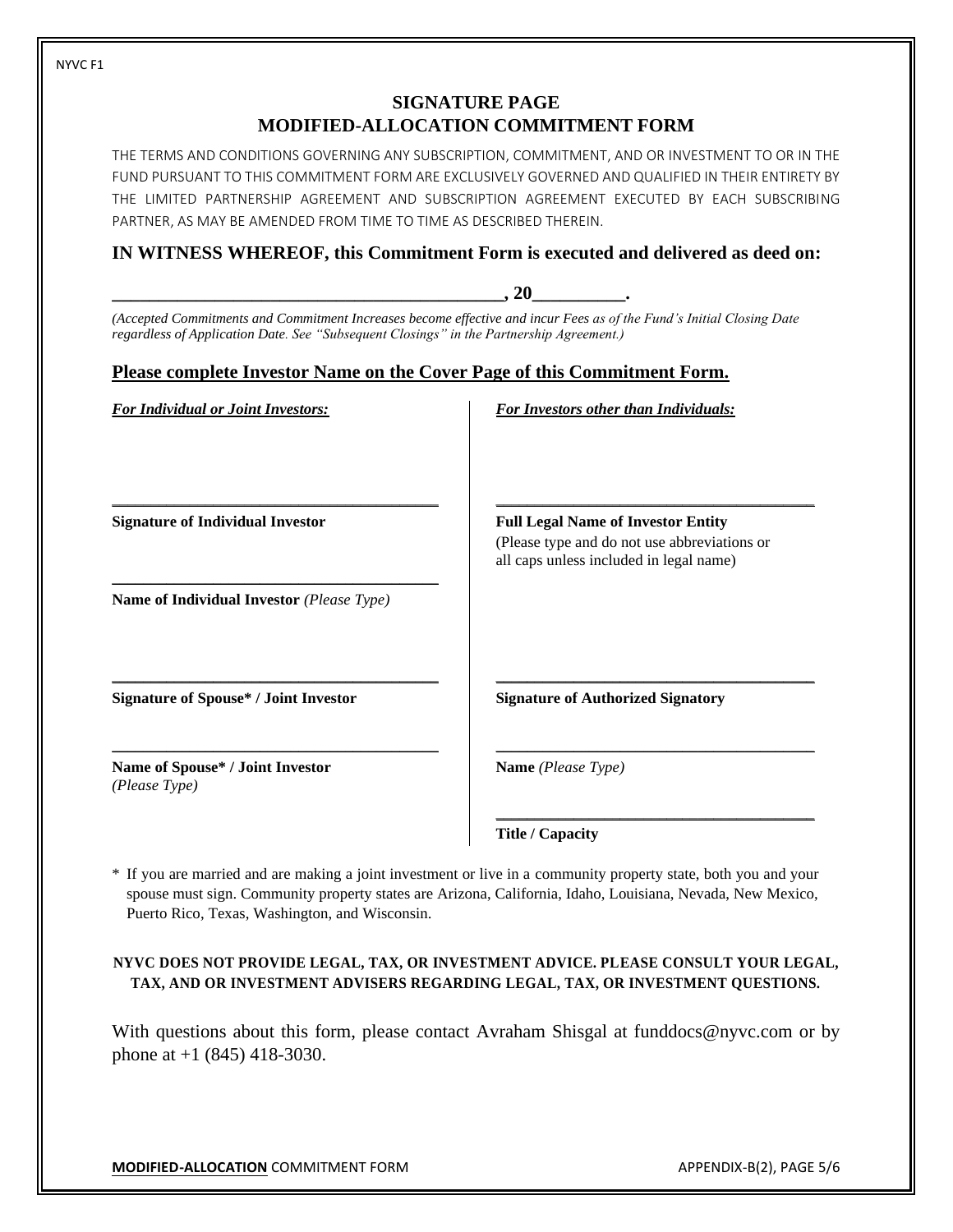## SIGNATURE PAGE
## MODIFIED-ALLOCATION COMMITMENT FORM

THE TERMS AND CONDITIONS GOVERNING ANY SUBSCRIPTION, COMMITMENT, AND OR INVESTMENT TO OR IN THE FUND PURSUANT TO THIS COMMITMENT FORM ARE EXCLUSIVELY GOVERNED AND QUALIFIED IN THEIR ENTIRETY BY THE LIMITED PARTNERSHIP AGREEMENT AND SUBSCRIPTION AGREEMENT EXECUTED BY EACH SUBSCRIBING PARTNER, AS MAY BE AMENDED FROM TIME TO TIME AS DESCRIBED THEREIN.

**IN WITNESS WHEREOF, this Commitment Form is executed and delivered as deed on:**

**_____________________________________________, 20__________.**

*(Accepted Commitments and Commitment Increases become effective and incur Fees as of the Fund's Initial Closing Date regardless of Application Date. See "Subsequent Closings" in the Partnership Agreement.)*

**Please complete Investor Name on the Cover Page of this Commitment Form.**

***For Individual or Joint Investors:***

________________________________________

**Signature of Individual Investor**

________________________________________

**Name of Individual Investor** *(Please Type)*

________________________________________

**Signature of Spouse\* / Joint Investor**

________________________________________

**Name of Spouse\* / Joint Investor**
*(Please Type)*

***For Investors other than Individuals:***

________________________________________

**Full Legal Name of Investor Entity**
(Please type and do not use abbreviations or all caps unless included in legal name)

________________________________________

**Signature of Authorized Signatory**

________________________________________

**Name** *(Please Type)*

________________________________________

**Title / Capacity**

\* If you are married and are making a joint investment or live in a community property state, both you and your spouse must sign. Community property states are Arizona, California, Idaho, Louisiana, Nevada, New Mexico, Puerto Rico, Texas, Washington, and Wisconsin.

**NYVC DOES NOT PROVIDE LEGAL, TAX, OR INVESTMENT ADVICE. PLEASE CONSULT YOUR LEGAL, TAX, AND OR INVESTMENT ADVISERS REGARDING LEGAL, TAX, OR INVESTMENT QUESTIONS.**

With questions about this form, please contact Avraham Shisgal at funddocs@nyvc.com or by phone at +1 (845) 418-3030.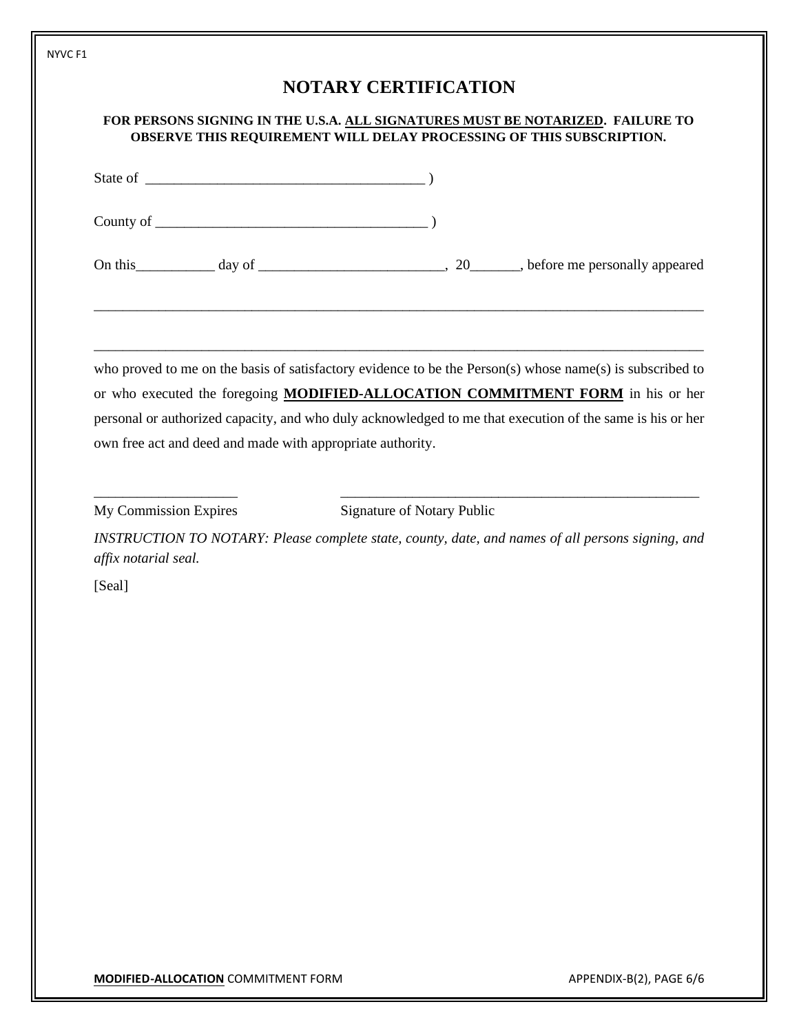NYVC F1

# NOTARY CERTIFICATION

**FOR PERSONS SIGNING IN THE U.S.A. ALL SIGNATURES MUST BE NOTARIZED. FAILURE TO OBSERVE THIS REQUIREMENT WILL DELAY PROCESSING OF THIS SUBSCRIPTION.**

State of _______________________________________ )

County of ______________________________________ )

On this___________ day of __________________________, 20_______, before me personally appeared

_____________________________________________________________________________________

_____________________________________________________________________________________

who proved to me on the basis of satisfactory evidence to be the Person(s) whose name(s) is subscribed to or who executed the foregoing **MODIFIED-ALLOCATION COMMITMENT FORM** in his or her personal or authorized capacity, and who duly acknowledged to me that execution of the same is his or her own free act and deed and made with appropriate authority.

____________________ &nbsp;&nbsp;&nbsp;&nbsp; _____________________________________________________

My Commission Expires &nbsp;&nbsp;&nbsp;&nbsp; Signature of Notary Public

*INSTRUCTION TO NOTARY: Please complete state, county, date, and names of all persons signing, and affix notarial seal.*

[Seal]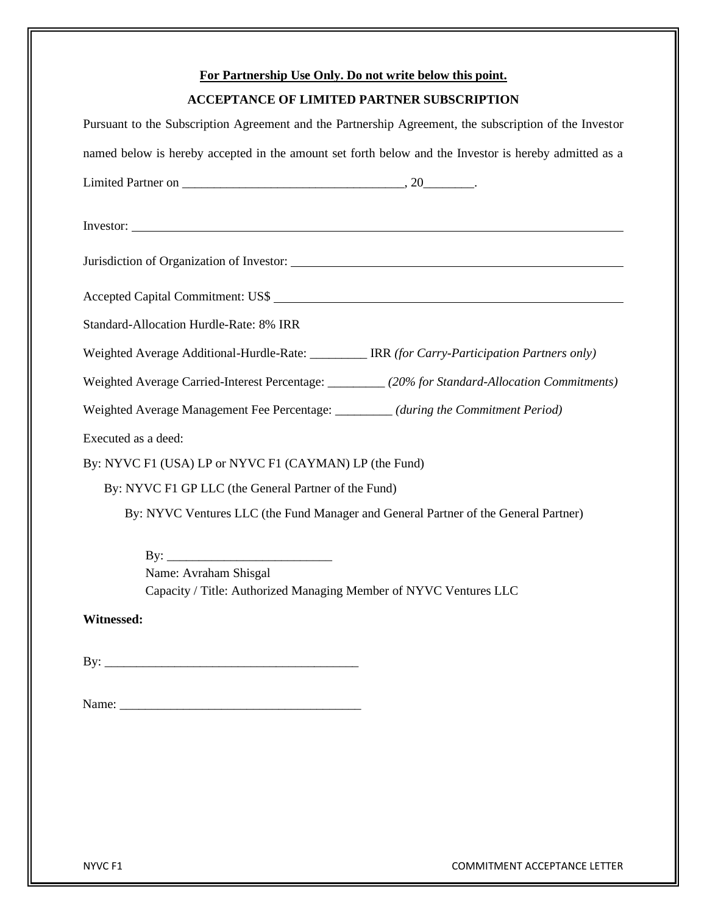**For Partnership Use Only. Do not write below this point.**

**ACCEPTANCE OF LIMITED PARTNER SUBSCRIPTION**

Pursuant to the Subscription Agreement and the Partnership Agreement, the subscription of the Investor named below is hereby accepted in the amount set forth below and the Investor is hereby admitted as a Limited Partner on ___________________________________, 20________.

Investor: ________________________________________________________________________________

Jurisdiction of Organization of Investor: ______________________________________________________

Accepted Capital Commitment: US$ _________________________________________________________

Standard-Allocation Hurdle-Rate: 8% IRR

Weighted Average Additional-Hurdle-Rate: _________ IRR *(for Carry-Participation Partners only)*

Weighted Average Carried-Interest Percentage: _________ *(20% for Standard-Allocation Commitments)*

Weighted Average Management Fee Percentage: _________ *(during the Commitment Period)*

Executed as a deed:

By: NYVC F1 (USA) LP or NYVC F1 (CAYMAN) LP (the Fund)

By: NYVC F1 GP LLC (the General Partner of the Fund)

By: NYVC Ventures LLC (the Fund Manager and General Partner of the General Partner)

By: __________________________

Name: Avraham Shisgal

Capacity / Title: Authorized Managing Member of NYVC Ventures LLC

**Witnessed:**

By: ________________________________________

Name: ______________________________________